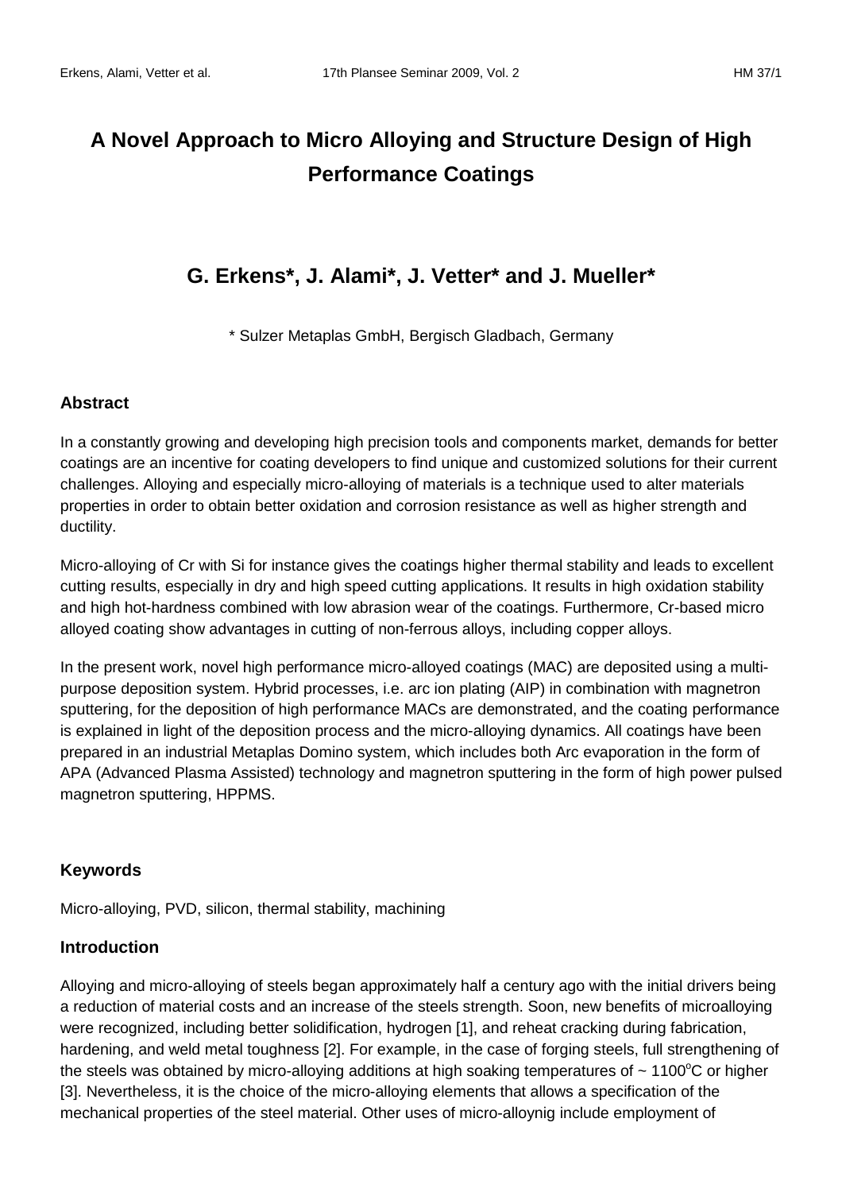# A Novel Approach to Micro Alloying and Structure Design of High Performance Coatings

## G. Erkens*, J. Alami*, J. Vetter* and J. Mueller*

\* Sulzer Metaplas GmbH, Bergisch Gladbach, Germany

### Abstract

In a constantly growing and developing high precision tools and components market, demands for better coatings are an incentive for coating developers to find unique and customized solutions for their current challenges. Alloying and especially micro-alloying of materials is a technique used to alter materials properties in order to obtain better oxidation and corrosion resistance as well as higher strength and ductility.

Micro-alloying of Cr with Si for instance gives the coatings higher thermal stability and leads to excellent cutting results, especially in dry and high speed cutting applications. It results in high oxidation stability and high hot-hardness combined with low abrasion wear of the coatings. Furthermore, Cr-based micro alloyed coating show advantages in cutting of non-ferrous alloys, including copper alloys.

In the present work, novel high performance micro-alloyed coatings (MAC) are deposited using a multi-purpose deposition system. Hybrid processes, i.e. arc ion plating (AIP) in combination with magnetron sputtering, for the deposition of high performance MACs are demonstrated, and the coating performance is explained in light of the deposition process and the micro-alloying dynamics. All coatings have been prepared in an industrial Metaplas Domino system, which includes both Arc evaporation in the form of APA (Advanced Plasma Assisted) technology and magnetron sputtering in the form of high power pulsed magnetron sputtering, HPPMS.

### Keywords

Micro-alloying, PVD, silicon, thermal stability, machining

### Introduction

Alloying and micro-alloying of steels began approximately half a century ago with the initial drivers being a reduction of material costs and an increase of the steels strength. Soon, new benefits of microalloying were recognized, including better solidification, hydrogen [1], and reheat cracking during fabrication, hardening, and weld metal toughness [2]. For example, in the case of forging steels, full strengthening of the steels was obtained by micro-alloying additions at high soaking temperatures of ~ 1100$^{o}$C or higher [3]. Nevertheless, it is the choice of the micro-alloying elements that allows a specification of the mechanical properties of the steel material. Other uses of micro-alloynig include employment of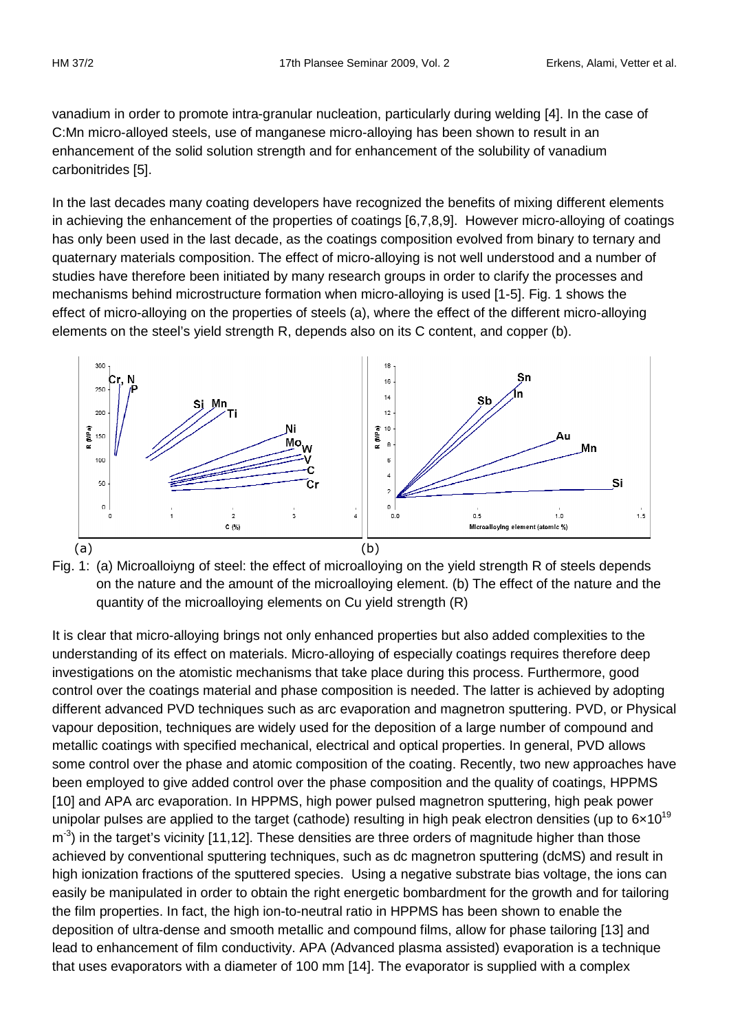vanadium in order to promote intra-granular nucleation, particularly during welding [4]. In the case of C:Mn micro-alloyed steels, use of manganese micro-alloying has been shown to result in an enhancement of the solid solution strength and for enhancement of the solubility of vanadium carbonitrides [5].

In the last decades many coating developers have recognized the benefits of mixing different elements in achieving the enhancement of the properties of coatings [6,7,8,9]. However micro-alloying of coatings has only been used in the last decade, as the coatings composition evolved from binary to ternary and quaternary materials composition. The effect of micro-alloying is not well understood and a number of studies have therefore been initiated by many research groups in order to clarify the processes and mechanisms behind microstructure formation when micro-alloying is used [1-5]. Fig. 1 shows the effect of micro-alloying on the properties of steels (a), where the effect of the different micro-alloying elements on the steel's yield strength R, depends also on its C content, and copper (b).

Fig. 1: (a) Microalloiyng of steel: the effect of microalloying on the yield strength R of steels depends on the nature and the amount of the microalloying element. (b) The effect of the nature and the quantity of the microalloying elements on Cu yield strength (R)

It is clear that micro-alloying brings not only enhanced properties but also added complexities to the understanding of its effect on materials. Micro-alloying of especially coatings requires therefore deep investigations on the atomistic mechanisms that take place during this process. Furthermore, good control over the coatings material and phase composition is needed. The latter is achieved by adopting different advanced PVD techniques such as arc evaporation and magnetron sputtering. PVD, or Physical vapour deposition, techniques are widely used for the deposition of a large number of compound and metallic coatings with specified mechanical, electrical and optical properties. In general, PVD allows some control over the phase and atomic composition of the coating. Recently, two new approaches have been employed to give added control over the phase composition and the quality of coatings, HPPMS [10] and APA arc evaporation. In HPPMS, high power pulsed magnetron sputtering, high peak power unipolar pulses are applied to the target (cathode) resulting in high peak electron densities (up to $6 \times 10^{19}$ $m^{-3}$) in the target's vicinity [11,12]. These densities are three orders of magnitude higher than those achieved by conventional sputtering techniques, such as dc magnetron sputtering (dcMS) and result in high ionization fractions of the sputtered species. Using a negative substrate bias voltage, the ions can easily be manipulated in order to obtain the right energetic bombardment for the growth and for tailoring the film properties. In fact, the high ion-to-neutral ratio in HPPMS has been shown to enable the deposition of ultra-dense and smooth metallic and compound films, allow for phase tailoring [13] and lead to enhancement of film conductivity. APA (Advanced plasma assisted) evaporation is a technique that uses evaporators with a diameter of 100 mm [14]. The evaporator is supplied with a complex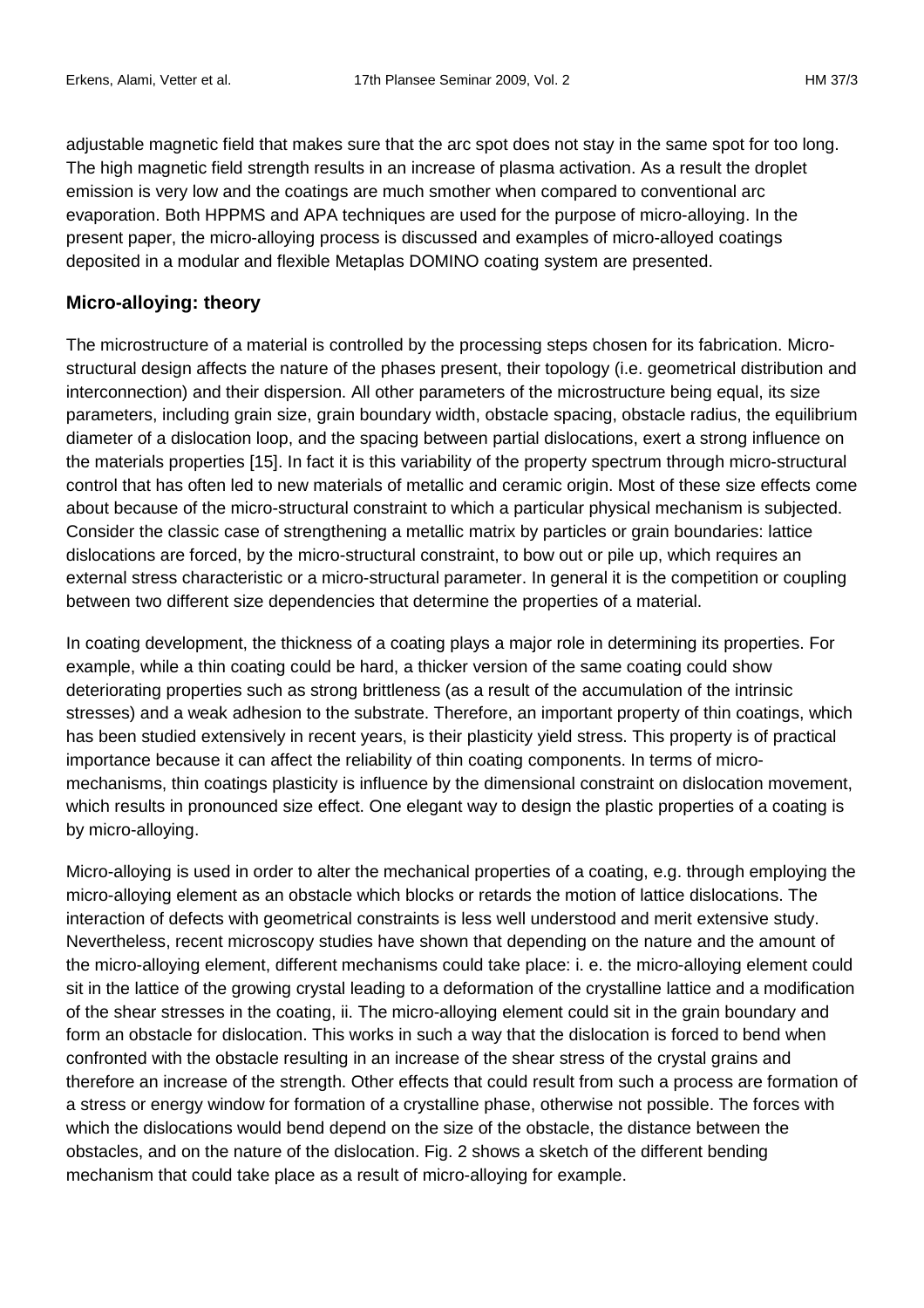adjustable magnetic field that makes sure that the arc spot does not stay in the same spot for too long. The high magnetic field strength results in an increase of plasma activation. As a result the droplet emission is very low and the coatings are much smother when compared to conventional arc evaporation. Both HPPMS and APA techniques are used for the purpose of micro-alloying. In the present paper, the micro-alloying process is discussed and examples of micro-alloyed coatings deposited in a modular and flexible Metaplas DOMINO coating system are presented.

## Micro-alloying: theory

The microstructure of a material is controlled by the processing steps chosen for its fabrication. Micro-structural design affects the nature of the phases present, their topology (i.e. geometrical distribution and interconnection) and their dispersion. All other parameters of the microstructure being equal, its size parameters, including grain size, grain boundary width, obstacle spacing, obstacle radius, the equilibrium diameter of a dislocation loop, and the spacing between partial dislocations, exert a strong influence on the materials properties [15]. In fact it is this variability of the property spectrum through micro-structural control that has often led to new materials of metallic and ceramic origin. Most of these size effects come about because of the micro-structural constraint to which a particular physical mechanism is subjected. Consider the classic case of strengthening a metallic matrix by particles or grain boundaries: lattice dislocations are forced, by the micro-structural constraint, to bow out or pile up, which requires an external stress characteristic or a micro-structural parameter. In general it is the competition or coupling between two different size dependencies that determine the properties of a material.

In coating development, the thickness of a coating plays a major role in determining its properties. For example, while a thin coating could be hard, a thicker version of the same coating could show deteriorating properties such as strong brittleness (as a result of the accumulation of the intrinsic stresses) and a weak adhesion to the substrate. Therefore, an important property of thin coatings, which has been studied extensively in recent years, is their plasticity yield stress. This property is of practical importance because it can affect the reliability of thin coating components. In terms of micro-mechanisms, thin coatings plasticity is influence by the dimensional constraint on dislocation movement, which results in pronounced size effect. One elegant way to design the plastic properties of a coating is by micro-alloying.

Micro-alloying is used in order to alter the mechanical properties of a coating, e.g. through employing the micro-alloying element as an obstacle which blocks or retards the motion of lattice dislocations. The interaction of defects with geometrical constraints is less well understood and merit extensive study. Nevertheless, recent microscopy studies have shown that depending on the nature and the amount of the micro-alloying element, different mechanisms could take place: i. e. the micro-alloying element could sit in the lattice of the growing crystal leading to a deformation of the crystalline lattice and a modification of the shear stresses in the coating, ii. The micro-alloying element could sit in the grain boundary and form an obstacle for dislocation. This works in such a way that the dislocation is forced to bend when confronted with the obstacle resulting in an increase of the shear stress of the crystal grains and therefore an increase of the strength. Other effects that could result from such a process are formation of a stress or energy window for formation of a crystalline phase, otherwise not possible. The forces with which the dislocations would bend depend on the size of the obstacle, the distance between the obstacles, and on the nature of the dislocation. Fig. 2 shows a sketch of the different bending mechanism that could take place as a result of micro-alloying for example.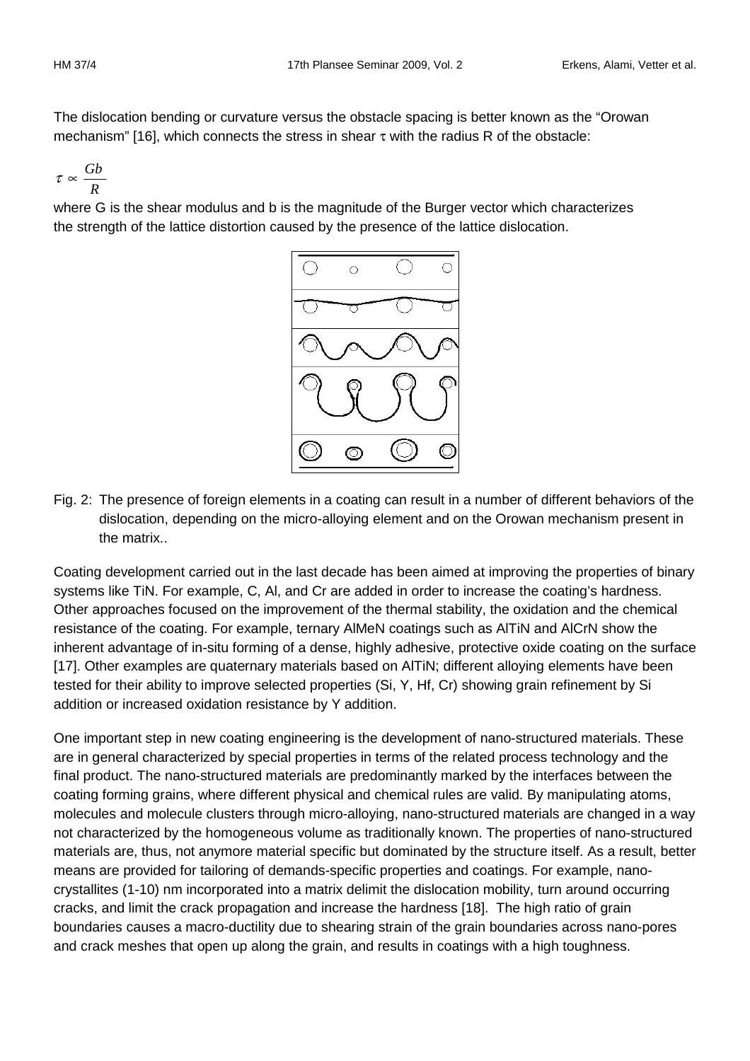The dislocation bending or curvature versus the obstacle spacing is better known as the "Orowan mechanism" [16], which connects the stress in shear $\tau$ with the radius R of the obstacle:

$$\tau \propto \frac{Gb}{R}$$

where G is the shear modulus and b is the magnitude of the Burger vector which characterizes the strength of the lattice distortion caused by the presence of the lattice dislocation.

Fig. 2: The presence of foreign elements in a coating can result in a number of different behaviors of the dislocation, depending on the micro-alloying element and on the Orowan mechanism present in the matrix..

Coating development carried out in the last decade has been aimed at improving the properties of binary systems like TiN. For example, C, Al, and Cr are added in order to increase the coating's hardness. Other approaches focused on the improvement of the thermal stability, the oxidation and the chemical resistance of the coating. For example, ternary AlMeN coatings such as AlTiN and AlCrN show the inherent advantage of in-situ forming of a dense, highly adhesive, protective oxide coating on the surface [17]. Other examples are quaternary materials based on AlTiN; different alloying elements have been tested for their ability to improve selected properties (Si, Y, Hf, Cr) showing grain refinement by Si addition or increased oxidation resistance by Y addition.

One important step in new coating engineering is the development of nano-structured materials. These are in general characterized by special properties in terms of the related process technology and the final product. The nano-structured materials are predominantly marked by the interfaces between the coating forming grains, where different physical and chemical rules are valid. By manipulating atoms, molecules and molecule clusters through micro-alloying, nano-structured materials are changed in a way not characterized by the homogeneous volume as traditionally known. The properties of nano-structured materials are, thus, not anymore material specific but dominated by the structure itself. As a result, better means are provided for tailoring of demands-specific properties and coatings. For example, nano-crystallites (1-10) nm incorporated into a matrix delimit the dislocation mobility, turn around occurring cracks, and limit the crack propagation and increase the hardness [18]. The high ratio of grain boundaries causes a macro-ductility due to shearing strain of the grain boundaries across nano-pores and crack meshes that open up along the grain, and results in coatings with a high toughness.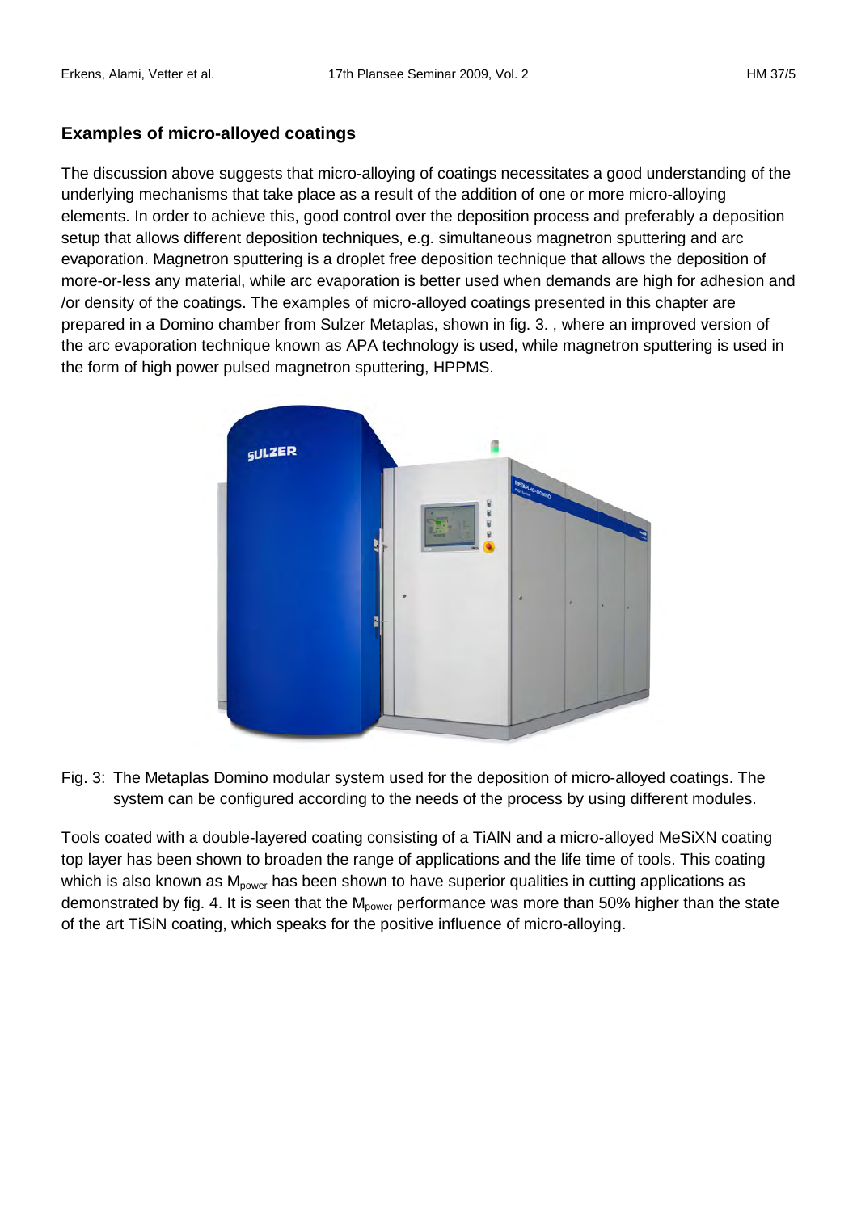## Examples of micro-alloyed coatings

The discussion above suggests that micro-alloying of coatings necessitates a good understanding of the underlying mechanisms that take place as a result of the addition of one or more micro-alloying elements. In order to achieve this, good control over the deposition process and preferably a deposition setup that allows different deposition techniques, e.g. simultaneous magnetron sputtering and arc evaporation. Magnetron sputtering is a droplet free deposition technique that allows the deposition of more-or-less any material, while arc evaporation is better used when demands are high for adhesion and /or density of the coatings. The examples of micro-alloyed coatings presented in this chapter are prepared in a Domino chamber from Sulzer Metaplas, shown in fig. 3. , where an improved version of the arc evaporation technique known as APA technology is used, while magnetron sputtering is used in the form of high power pulsed magnetron sputtering, HPPMS.

Fig. 3: The Metaplas Domino modular system used for the deposition of micro-alloyed coatings. The system can be configured according to the needs of the process by using different modules.

Tools coated with a double-layered coating consisting of a TiAlN and a micro-alloyed MeSiXN coating top layer has been shown to broaden the range of applications and the life time of tools. This coating which is also known as $M_{power}$ has been shown to have superior qualities in cutting applications as demonstrated by fig. 4. It is seen that the $M_{power}$ performance was more than 50% higher than the state of the art TiSiN coating, which speaks for the positive influence of micro-alloying.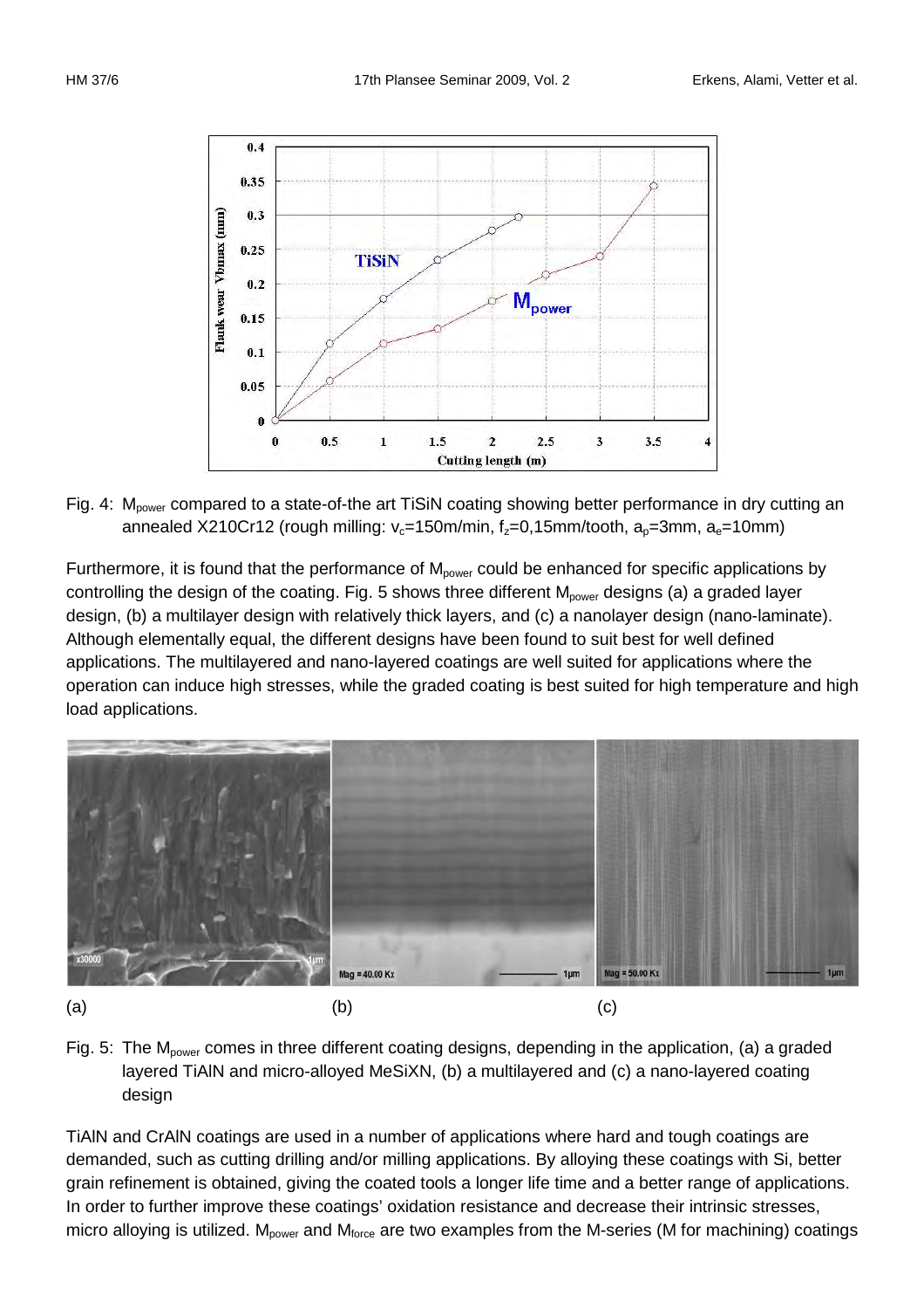Fig. 4: $M_{power}$ compared to a state-of-the art TiSiN coating showing better performance in dry cutting an annealed X210Cr12 (rough milling: $v_c$=150m/min, $f_z$=0,15mm/tooth, $a_p$=3mm, $a_e$=10mm)

Furthermore, it is found that the performance of $M_{power}$ could be enhanced for specific applications by controlling the design of the coating. Fig. 5 shows three different $M_{power}$ designs (a) a graded layer design, (b) a multilayer design with relatively thick layers, and (c) a nanolayer design (nano-laminate). Although elementally equal, the different designs have been found to suit best for well defined applications. The multilayered and nano-layered coatings are well suited for applications where the operation can induce high stresses, while the graded coating is best suited for high temperature and high load applications.

(a) (b) (c)

Fig. 5: The $M_{power}$ comes in three different coating designs, depending in the application, (a) a graded layered TiAlN and micro-alloyed MeSiXN, (b) a multilayered and (c) a nano-layered coating design

TiAlN and CrAlN coatings are used in a number of applications where hard and tough coatings are demanded, such as cutting drilling and/or milling applications. By alloying these coatings with Si, better grain refinement is obtained, giving the coated tools a longer life time and a better range of applications. In order to further improve these coatings' oxidation resistance and decrease their intrinsic stresses, micro alloying is utilized. $M_{power}$ and $M_{force}$ are two examples from the M-series (M for machining) coatings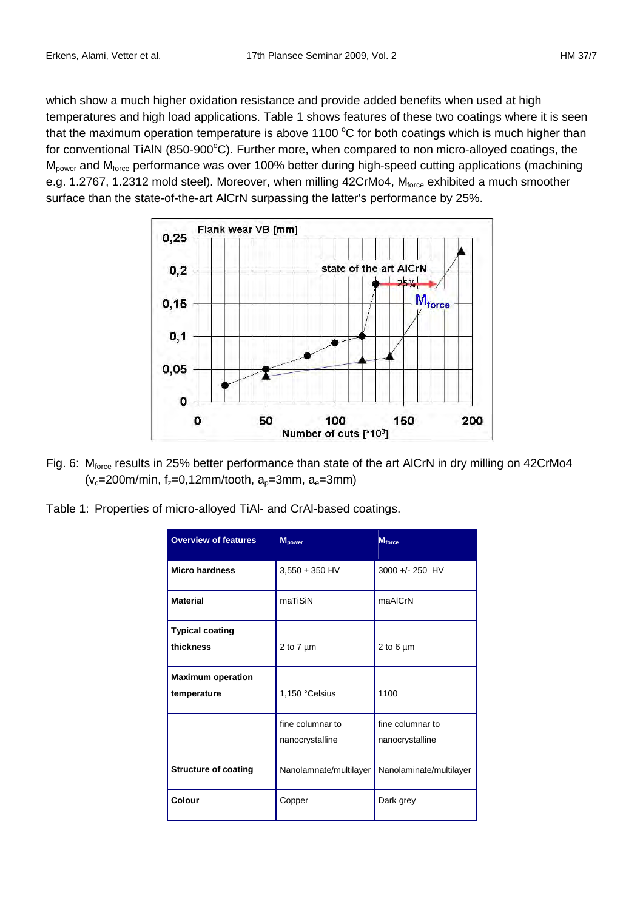which show a much higher oxidation resistance and provide added benefits when used at high temperatures and high load applications. Table 1 shows features of these two coatings where it is seen that the maximum operation temperature is above 1100 °C for both coatings which is much higher than for conventional TiAlN (850-900°C). Further more, when compared to non micro-alloyed coatings, the $M_{power}$ and $M_{force}$ performance was over 100% better during high-speed cutting applications (machining e.g. 1.2767, 1.2312 mold steel). Moreover, when milling 42CrMo4, $M_{force}$ exhibited a much smoother surface than the state-of-the-art AlCrN surpassing the latter's performance by 25%.

Fig. 6: $M_{force}$ results in 25% better performance than state of the art AlCrN in dry milling on 42CrMo4 ($v_c$=200m/min, $f_z$=0,12mm/tooth, $a_p$=3mm, $a_e$=3mm)

Table 1: Properties of micro-alloyed TiAl- and CrAl-based coatings.

| Overview of features | $M_{power}$ | $M_{force}$ |
|---|---|---|
| **Micro hardness** | 3,550 ± 350 HV | 3000 +/- 250 HV |
| **Material** | maTiSiN | maAlCrN |
| **Typical coating thickness** | 2 to 7 µm | 2 to 6 µm |
| **Maximum operation temperature** | 1,150 °Celsius | 1100 |
| **Structure of coating** | fine columnar to nanocrystalline Nanolamnate/multilayer | fine columnar to nanocrystalline Nanolaminate/multilayer |
| **Colour** | Copper | Dark grey |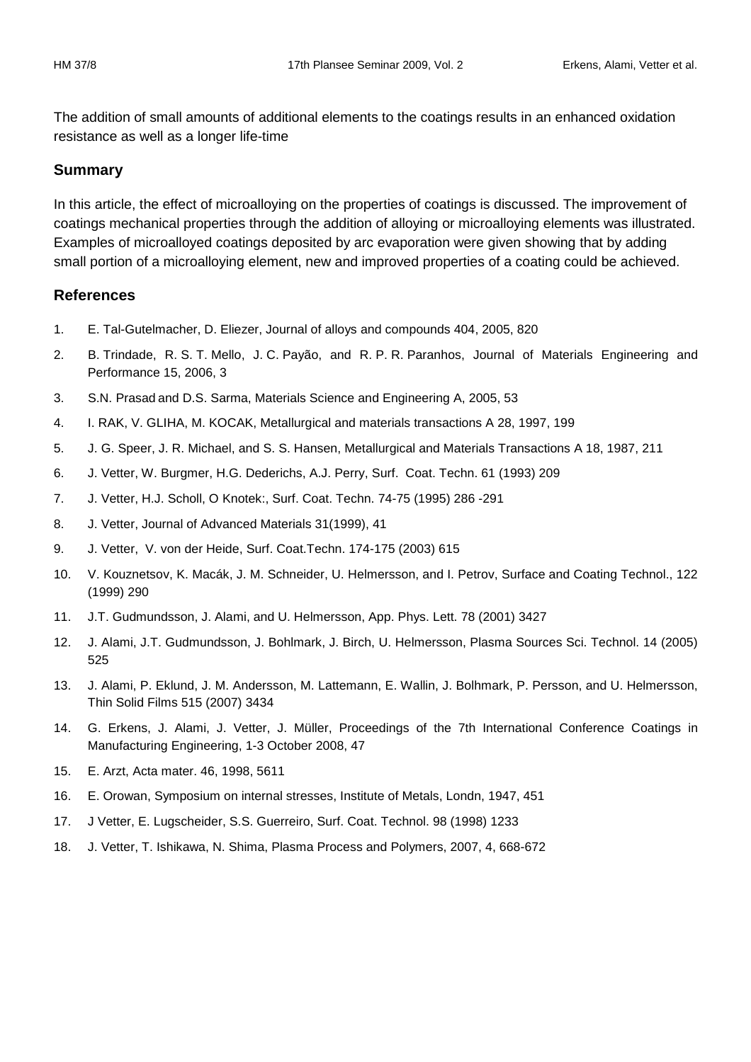The addition of small amounts of additional elements to the coatings results in an enhanced oxidation resistance as well as a longer life-time

## Summary

In this article, the effect of microalloying on the properties of coatings is discussed. The improvement of coatings mechanical properties through the addition of alloying or microalloying elements was illustrated. Examples of microalloyed coatings deposited by arc evaporation were given showing that by adding small portion of a microalloying element, new and improved properties of a coating could be achieved.

## References

1. E. Tal-Gutelmacher, D. Eliezer, Journal of alloys and compounds 404, 2005, 820
2. B. Trindade, R. S. T. Mello, J. C. Payão, and R. P. R. Paranhos, Journal of Materials Engineering and Performance 15, 2006, 3
3. S.N. Prasad and D.S. Sarma, Materials Science and Engineering A, 2005, 53
4. I. RAK, V. GLIHA, M. KOCAK, Metallurgical and materials transactions A 28, 1997, 199
5. J. G. Speer, J. R. Michael, and S. S. Hansen, Metallurgical and Materials Transactions A 18, 1987, 211
6. J. Vetter, W. Burgmer, H.G. Dederichs, A.J. Perry, Surf. Coat. Techn. 61 (1993) 209
7. J. Vetter, H.J. Scholl, O Knotek:, Surf. Coat. Techn. 74-75 (1995) 286 -291
8. J. Vetter, Journal of Advanced Materials 31(1999), 41
9. J. Vetter, V. von der Heide, Surf. Coat.Techn. 174-175 (2003) 615
10. V. Kouznetsov, K. Macák, J. M. Schneider, U. Helmersson, and I. Petrov, Surface and Coating Technol., 122 (1999) 290
11. J.T. Gudmundsson, J. Alami, and U. Helmersson, App. Phys. Lett. 78 (2001) 3427
12. J. Alami, J.T. Gudmundsson, J. Bohlmark, J. Birch, U. Helmersson, Plasma Sources Sci. Technol. 14 (2005) 525
13. J. Alami, P. Eklund, J. M. Andersson, M. Lattemann, E. Wallin, J. Bolhmark, P. Persson, and U. Helmersson, Thin Solid Films 515 (2007) 3434
14. G. Erkens, J. Alami, J. Vetter, J. Müller, Proceedings of the 7th International Conference Coatings in Manufacturing Engineering, 1-3 October 2008, 47
15. E. Arzt, Acta mater. 46, 1998, 5611
16. E. Orowan, Symposium on internal stresses, Institute of Metals, Londn, 1947, 451
17. J Vetter, E. Lugscheider, S.S. Guerreiro, Surf. Coat. Technol. 98 (1998) 1233
18. J. Vetter, T. Ishikawa, N. Shima, Plasma Process and Polymers, 2007, 4, 668-672